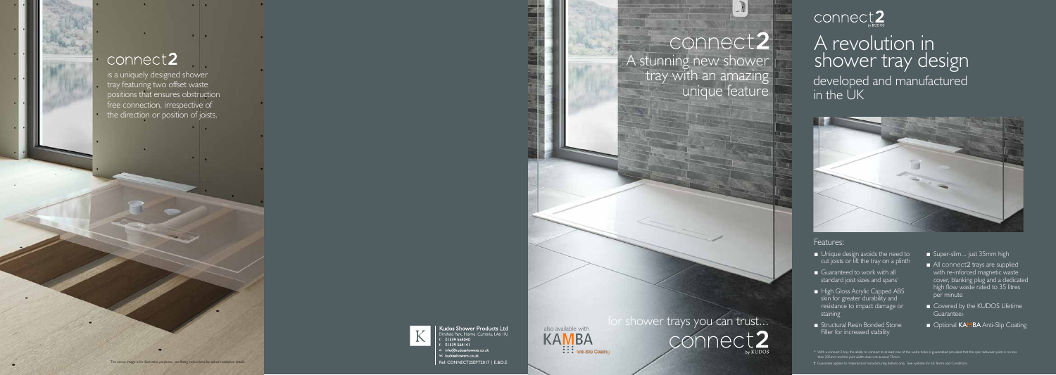# connect**2**

is a uniquely designed shower tray featuring two offset waste positions that ensures obstruction free connection, irrespective of the direction or position of joists.

The above image is for illustrative purposes, see fitting instructions for actual installation details

**Kudos Shower Products Ltd**
Elmsfield Park, Holme, Cumbria, LA6 1RJ
t: 01539 564040
f: 01539 564141
e: info@kudosshowers.co.uk
w: kudosshowers.co.uk
Ref: CONNECT2SEPT2017 | E.&O.E

# connect**2**

## A stunning new shower tray with an amazing unique feature

also available with KAMBA Anti-Slip Coating†

for shower trays you can trust...

connect**2** by KUDOS

# connect**2** by KUDOS

## A revolution in shower tray design

developed and manufactured in the UK

### Features:

- Unique design avoids the need to cut joists or lift the tray on a plinth
- Guaranteed to work with all standard joist sizes and spans*
- High Gloss Acrylic Capped ABS skin for greater durability and resistance to impact damage or staining
- Structural Resin Bonded Stone Filler for increased stability
- Super-slim... just 35mm high
- All connect2 trays are supplied with re-inforced magnetic waste cover, blanking plug and a dedicated high flow waste rated to 35 litres per minute
- Covered by the KUDOS Lifetime Guarantee†
- Optional KAMBA Anti-Slip Coating

\* With a connect 2 tray the ability to connect to at least one of the waste holes is guaranteed provided that the span between joists is no less than 305mm and the joist width does not exceed 75mm.

† Guarantee applies to material and manufacturing defects only. See website for full Terms and Conditions.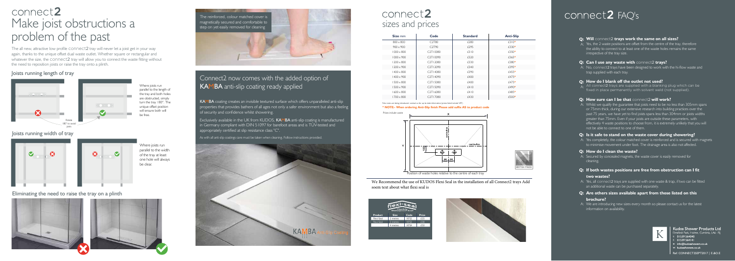# connect2 Make joist obstructions a problem of the past

The all new, attractive low profile connect2 tray will never let a joist get in your way again, thanks to the unique offset dual waste outlet. Whether square or rectangular and whatever the size, the connect2 tray will allow you to connect the waste fitting without the need to reposition joists or raise the tray onto a plinth.

## Joists running length of tray

Where joists run parallel to the length of the tray and both holes are obstructed, simply turn the tray 180°. The unique offset position will ensure both will be free.

Rotate 180° to avoid joists

## Joists running width of tray

Where joists run parallel to the width of the tray at least one hole will always be clear.

## Eliminating the need to raise the tray on a plinth

The reinforced, colour matched cover is magnetically secured and comfortable to step on yet easily removed for cleaning

## Connect2 now comes with the added option of KAMBA anti-slip coating ready applied

KAMBA coating creates an invisible textured surface which offers unparalleled anti-slip properties that provides bathers of all ages not only a safer environment but also a feeling of security and confidence whilst showering.

Exclusively available in the UK from KUDOS, KAMBA anti-slip coating is manufactured in Germany compliant with DIN 51097 for barefoot areas and is TÜV-tested and appropriately certified at slip resistance class "C".

As with all anti-slip coatings care must be taken when cleaning. Follow instructions provided.

KAMBA Anti-Slip Coating

# connect2 sizes and prices

| Size mm | Code | Standard | Anti-Slip |
|---|---|---|---|
| 800 x 800 | C2T80 | £280 | £310* |
| 900 x 900 | C2T90 | £295 | £330* |
| 1000 x 800 | C2T10080 | £310 | £350* |
| 1000 x 900 | C2T10090 | £320 | £365* |
| 1200 x 800 | C2T12080 | £330 | £380* |
| 1200 x 900 | C2T12090 | £340 | £395* |
| 1400 x 800 | C2T14080 | £390 | £455* |
| 1400 x 900 | C2T14090 | £400 | £475* |
| 1500 x 800 | C2T15080 | £400 | £475* |
| 1500 x 900 | C2T15090 | £410 | £490* |
| 1600 x 800 | C2T16080 | £410 | £485* |
| 1700 x 800 | C2T17080 | £430 | £500* |

New sizes are being introduced, contact us for up to date information (prices listed exclude VAT)

**\* NOTE:- When ordering Anti-Slip finish Please add suffix AS to product code**

Prices include waste

X

Y

centre line

centre line

100

95 | 95

Position of waste holes relative to the centre of each tray

BRITISH MADE

We Recommend the use of KUDOS Flexi Seal in the installation of all Connect2 trays Add soem text about what flexi seal is

flexi-seal
Flexible Waterproof Seal

| Product | Size | Code | Price |
|---|---|---|---|
| Flexi-Seal | 2 metres | KFS2 | £25 |
| Flexi-Seal | 3 metres | KFS3 | £38 |
| | 4 metres | KFS4 | £50 |

# connect2 FAQ's

**Q: Will connect2 trays work the same on all sizes?**
A: Yes, the 2 waste positions are offset from the centre of the tray, therefore the ability to connect to at least one of the waste holes remains the same irrespective of the tray size.

**Q: Can I use any waste with connect2 trays?**
A: No, connect2 trays have been designed to work with the hi-flow waste and trap supplied with each tray.

**Q: How do I blank off the outlet not used?**
A: All connect2 trays are supplied with a blanking plug which can be fixed in place permanently with solvent weld (not supplied).

**Q: How sure can I be that connect2 will work?**
A: Whilst we qualify the guarantee that joists need to be no less than 305mm spans or 75mm thick, during our extensive research into building practices over the past 75 years, we have yet to find joists spans less than 304mm or joists widths greater than 75mm. Even if your joists are outside these parameters, with effectively 4 waste positions to choose from, it is extremely unlikely that you will not be able to connect to one of them.

**Q: Is it safe to stand on the waste cover during showering?**
A: Yes completely, the colour matched cover is reinforced and is secured with magnets to minimise movement under foot. The drainage area is also not affected.

**Q: How do I clean the waste?**
A: Secured by concealed magnets, the waste cover is easily removed for cleaning.

**Q: If both wastes positions are free from obstruction can I fit two wastes?**
A: Yes, all connect2 trays are supplied with one waste & trap, if two can be fitted an additional waste can be purchased separately.

**Q: Are others sizes available apart from those listed on this brochure?**
A: We are introducing new sizes every month so please contact us for the latest information on availability.

**Kudos Shower Products Ltd**
Dimafield Park, Holme, Cumbria, LA6 1RJ
t: 01539 564040
f: 01539 564141
e: info@kudosshowers.co.uk
w: kudosshowers.co.uk

Ref: CONNECT2SEPT2017 | E.&O.E